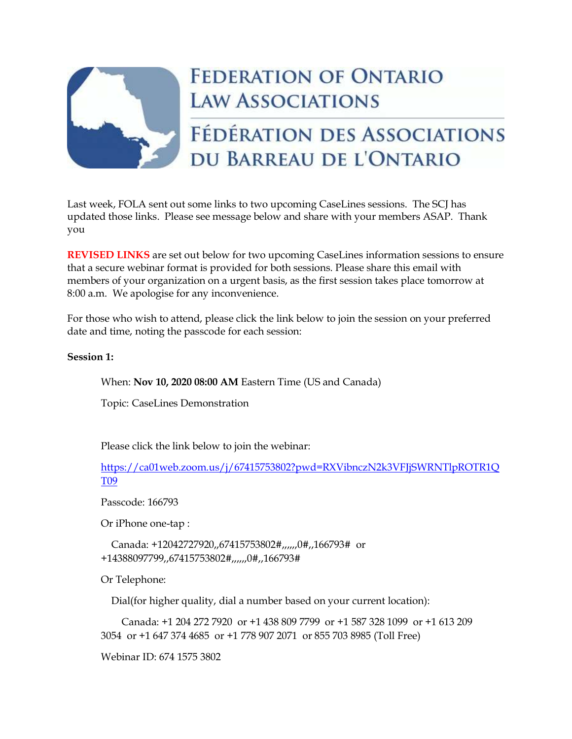# FEDERATION OF ONTARIO LAW ASSOCIATIONS

# FÉDÉRATION DES ASSOCIATIONS DU BARREAU DE L'ONTARIO

Last week, FOLA sent out some links to two upcoming CaseLines sessions. The SCJ has updated those links. Please see message below and share with your members ASAP. Thank you

**REVISED LINKS** are set out below for two upcoming CaseLines information sessions to ensure that a secure webinar format is provided for both sessions. Please share this email with members of your organization on a urgent basis, as the first session takes place tomorrow at 8:00 a.m. We apologise for any inconvenience.

For those who wish to attend, please click the link below to join the session on your preferred date and time, noting the passcode for each session:

**Session 1:**

When: **Nov 10, 2020 08:00 AM** Eastern Time (US and Canada)

Topic: CaseLines Demonstration

Please click the link below to join the webinar:

https://ca01web.zoom.us/j/67415753802?pwd=RXVibnczN2k3VFJjSWRNTlpROTR1QT09

Passcode: 166793

Or iPhone one-tap :

Canada: +12042727920,,67415753802#,,,,,,0#,,166793# or +14388097799,,67415753802#,,,,,,0#,,166793#

Or Telephone:

Dial(for higher quality, dial a number based on your current location):

Canada: +1 204 272 7920 or +1 438 809 7799 or +1 587 328 1099 or +1 613 209 3054 or +1 647 374 4685 or +1 778 907 2071 or 855 703 8985 (Toll Free)

Webinar ID: 674 1575 3802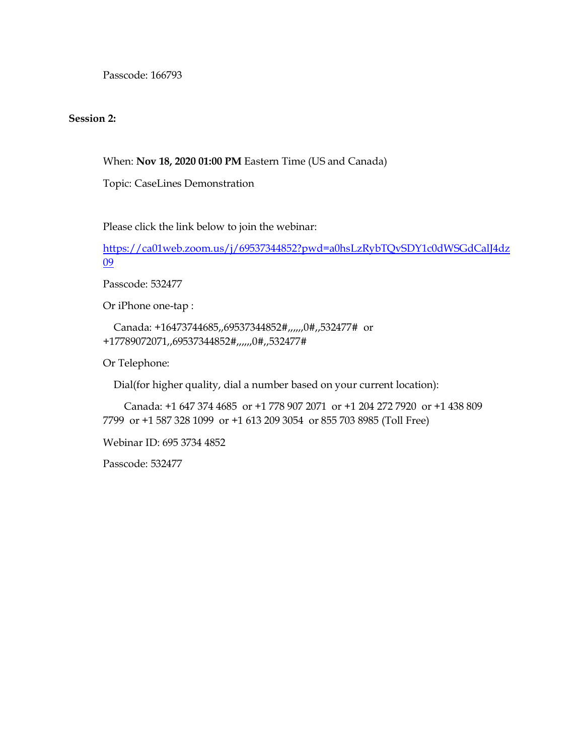Passcode: 166793

**Session 2:**

When: **Nov 18, 2020 01:00 PM** Eastern Time (US and Canada)

Topic: CaseLines Demonstration

Please click the link below to join the webinar:

https://ca01web.zoom.us/j/69537344852?pwd=a0hsLzRybTQvSDY1c0dWSGdCalJ4dz09

Passcode: 532477

Or iPhone one-tap :

Canada: +16473744685,,69537344852#,,,,,,0#,,532477# or +17789072071,,69537344852#,,,,,,0#,,532477#

Or Telephone:

Dial(for higher quality, dial a number based on your current location):

Canada: +1 647 374 4685 or +1 778 907 2071 or +1 204 272 7920 or +1 438 809 7799 or +1 587 328 1099 or +1 613 209 3054 or 855 703 8985 (Toll Free)

Webinar ID: 695 3734 4852

Passcode: 532477